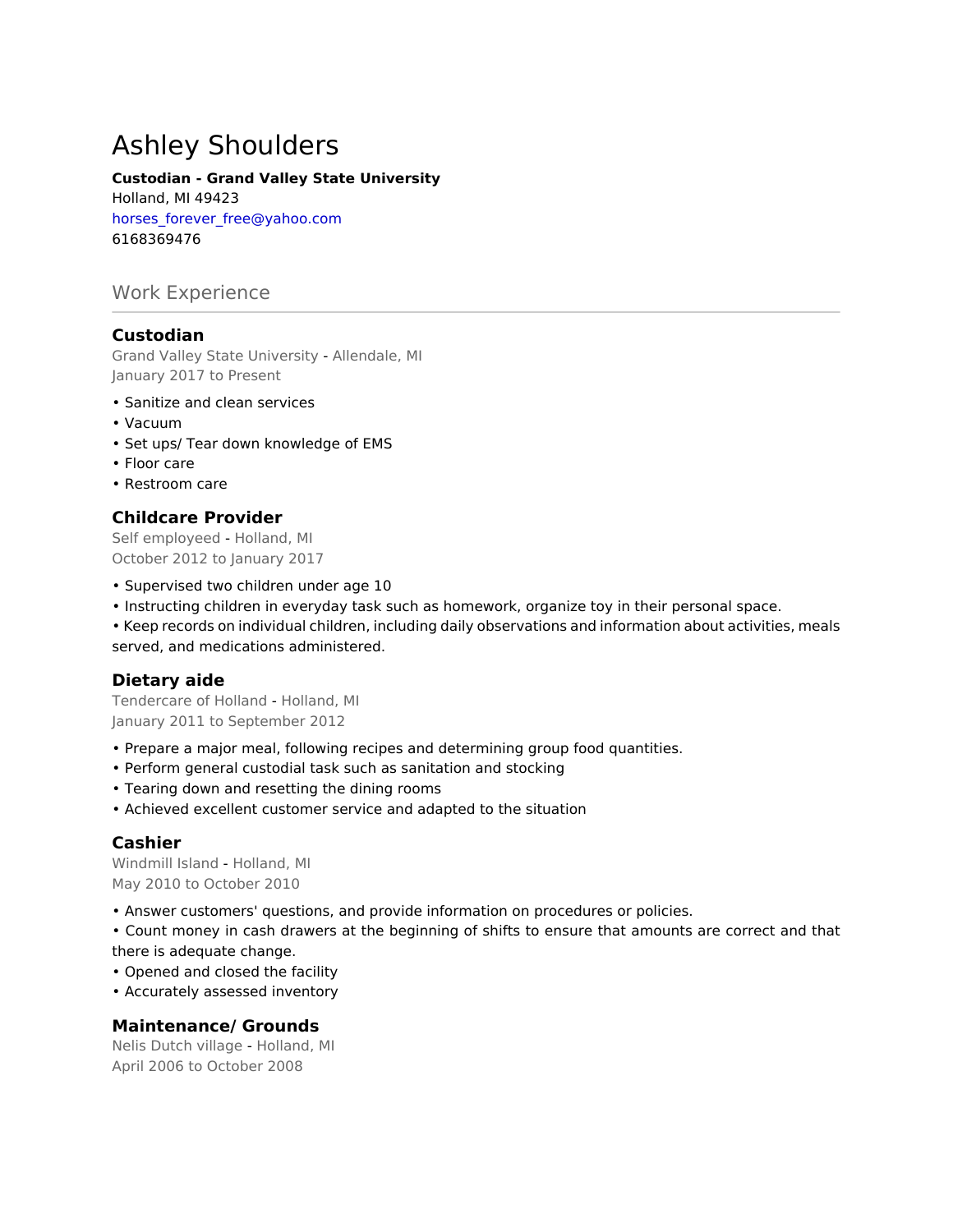# Ashley Shoulders

**Custodian - Grand Valley State University**
Holland, MI 49423
horses_forever_free@yahoo.com
6168369476

## Work Experience

### Custodian

Grand Valley State University - Allendale, MI
January 2017 to Present

- Sanitize and clean services
- Vacuum
- Set ups/ Tear down knowledge of EMS
- Floor care
- Restroom care

### Childcare Provider

Self employeed - Holland, MI
October 2012 to January 2017

- Supervised two children under age 10
- Instructing children in everyday task such as homework, organize toy in their personal space.
- Keep records on individual children, including daily observations and information about activities, meals served, and medications administered.

### Dietary aide

Tendercare of Holland - Holland, MI
January 2011 to September 2012

- Prepare a major meal, following recipes and determining group food quantities.
- Perform general custodial task such as sanitation and stocking
- Tearing down and resetting the dining rooms
- Achieved excellent customer service and adapted to the situation

### Cashier

Windmill Island - Holland, MI
May 2010 to October 2010

- Answer customers' questions, and provide information on procedures or policies.
- Count money in cash drawers at the beginning of shifts to ensure that amounts are correct and that there is adequate change.
- Opened and closed the facility
- Accurately assessed inventory

### Maintenance/ Grounds

Nelis Dutch village - Holland, MI
April 2006 to October 2008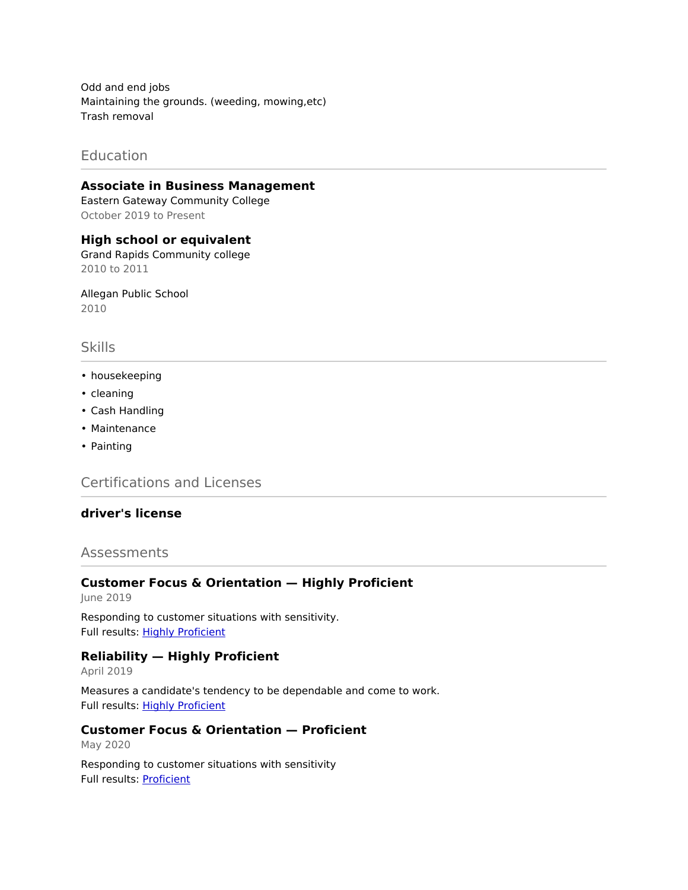Odd and end jobs
Maintaining the grounds. (weeding, mowing,etc)
Trash removal

## Education

**Associate in Business Management**
Eastern Gateway Community College
October 2019 to Present

**High school or equivalent**
Grand Rapids Community college
2010 to 2011

Allegan Public School
2010

## Skills

- housekeeping
- cleaning
- Cash Handling
- Maintenance
- Painting

## Certifications and Licenses

**driver's license**

## Assessments

**Customer Focus & Orientation — Highly Proficient**
June 2019

Responding to customer situations with sensitivity.
Full results: Highly Proficient

**Reliability — Highly Proficient**
April 2019

Measures a candidate's tendency to be dependable and come to work.
Full results: Highly Proficient

**Customer Focus & Orientation — Proficient**
May 2020

Responding to customer situations with sensitivity
Full results: Proficient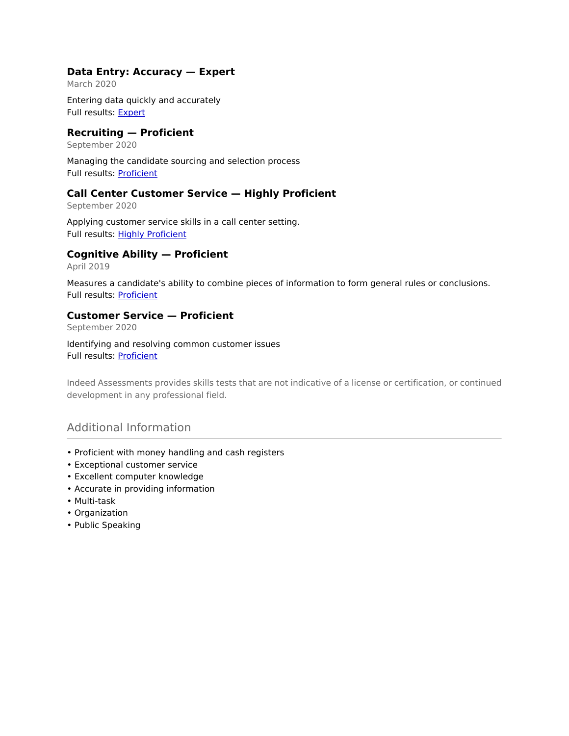### Data Entry: Accuracy — Expert

March 2020

Entering data quickly and accurately
Full results: Expert

### Recruiting — Proficient

September 2020

Managing the candidate sourcing and selection process
Full results: Proficient

### Call Center Customer Service — Highly Proficient

September 2020

Applying customer service skills in a call center setting.
Full results: Highly Proficient

### Cognitive Ability — Proficient

April 2019

Measures a candidate's ability to combine pieces of information to form general rules or conclusions.
Full results: Proficient

### Customer Service — Proficient

September 2020

Identifying and resolving common customer issues
Full results: Proficient

Indeed Assessments provides skills tests that are not indicative of a license or certification, or continued development in any professional field.

## Additional Information

- Proficient with money handling and cash registers
- Exceptional customer service
- Excellent computer knowledge
- Accurate in providing information
- Multi-task
- Organization
- Public Speaking